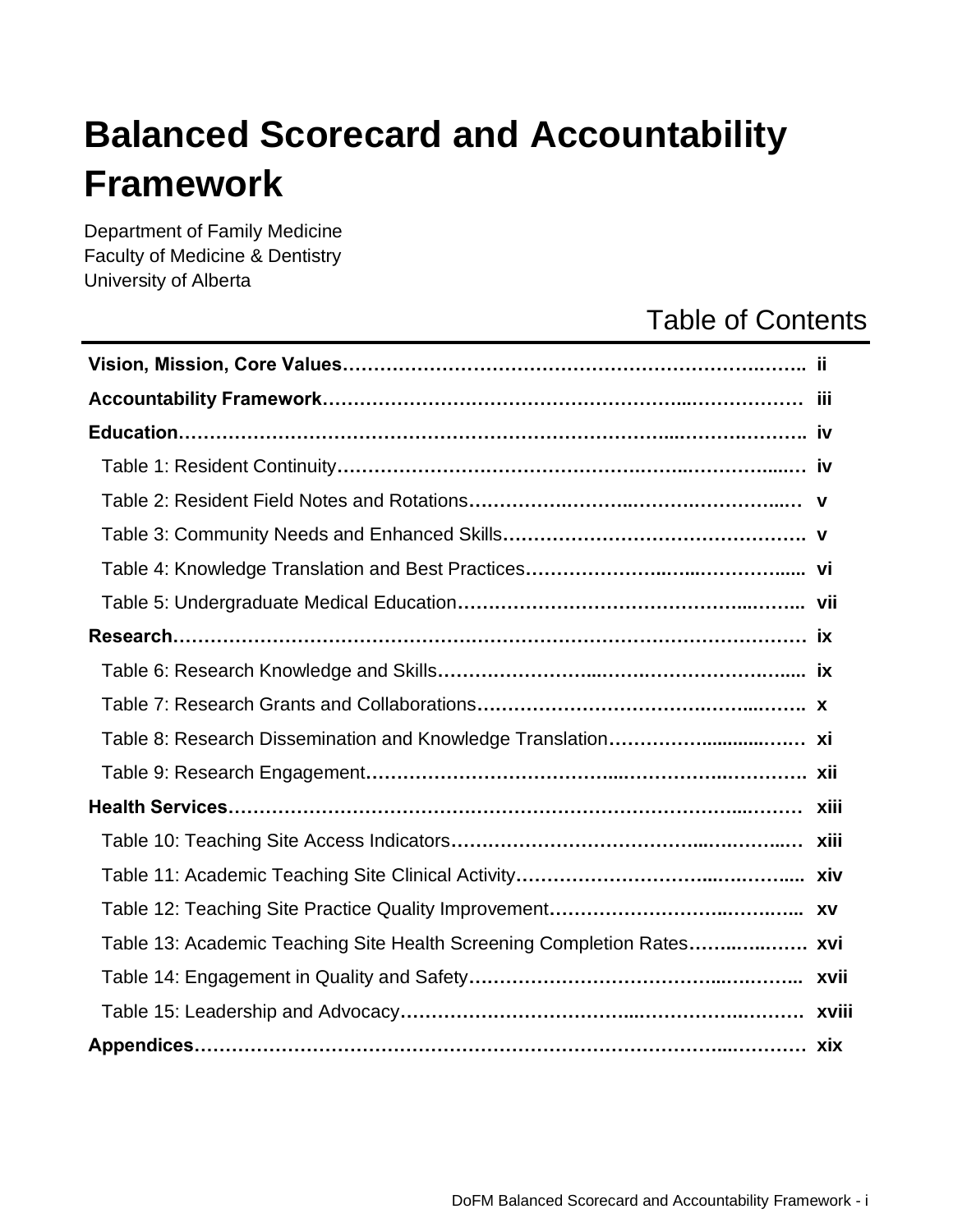# Balanced Scorecard and Accountability Framework

Department of Family Medicine
Faculty of Medicine & Dentistry
University of Alberta

## Table of Contents

| | |
|---|---|
| **Vision, Mission, Core Values** | **ii** |
| **Accountability Framework** | **iii** |
| **Education** | **iv** |
| Table 1: Resident Continuity | **iv** |
| Table 2: Resident Field Notes and Rotations | **v** |
| Table 3: Community Needs and Enhanced Skills | **v** |
| Table 4: Knowledge Translation and Best Practices | **vi** |
| Table 5: Undergraduate Medical Education | **vii** |
| **Research** | **ix** |
| Table 6: Research Knowledge and Skills | **ix** |
| Table 7: Research Grants and Collaborations | **x** |
| Table 8: Research Dissemination and Knowledge Translation | **xi** |
| Table 9: Research Engagement | **xii** |
| **Health Services** | **xiii** |
| Table 10: Teaching Site Access Indicators | **xiii** |
| Table 11: Academic Teaching Site Clinical Activity | **xiv** |
| Table 12: Teaching Site Practice Quality Improvement | **xv** |
| Table 13: Academic Teaching Site Health Screening Completion Rates | **xvi** |
| Table 14: Engagement in Quality and Safety | **xvii** |
| Table 15: Leadership and Advocacy | **xviii** |
| **Appendices** | **xix** |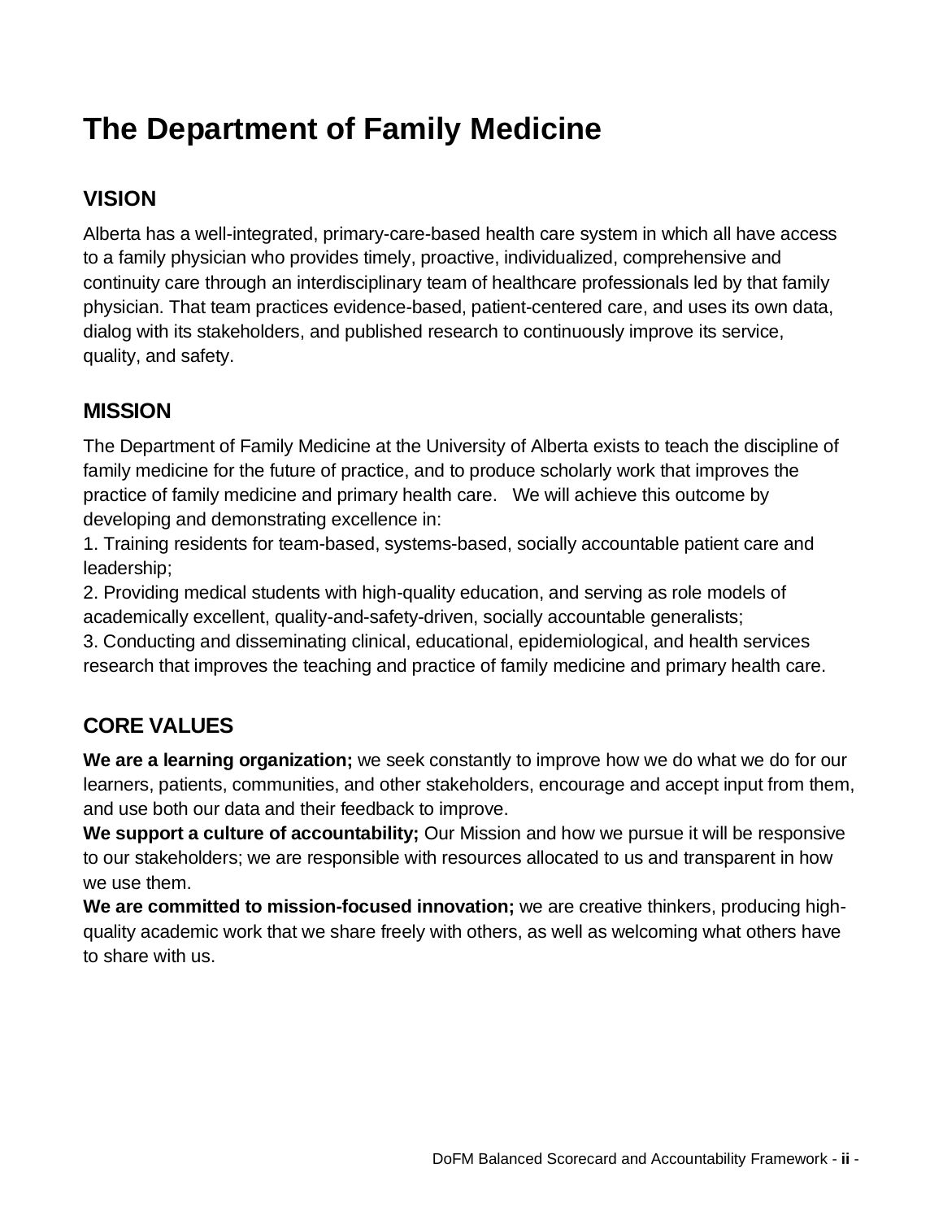# The Department of Family Medicine

## VISION

Alberta has a well-integrated, primary-care-based health care system in which all have access to a family physician who provides timely, proactive, individualized, comprehensive and continuity care through an interdisciplinary team of healthcare professionals led by that family physician. That team practices evidence-based, patient-centered care, and uses its own data, dialog with its stakeholders, and published research to continuously improve its service, quality, and safety.

## MISSION

The Department of Family Medicine at the University of Alberta exists to teach the discipline of family medicine for the future of practice, and to produce scholarly work that improves the practice of family medicine and primary health care. We will achieve this outcome by developing and demonstrating excellence in:

1. Training residents for team-based, systems-based, socially accountable patient care and leadership;
2. Providing medical students with high-quality education, and serving as role models of academically excellent, quality-and-safety-driven, socially accountable generalists;
3. Conducting and disseminating clinical, educational, epidemiological, and health services research that improves the teaching and practice of family medicine and primary health care.

## CORE VALUES

**We are a learning organization;** we seek constantly to improve how we do what we do for our learners, patients, communities, and other stakeholders, encourage and accept input from them, and use both our data and their feedback to improve.

**We support a culture of accountability;** Our Mission and how we pursue it will be responsive to our stakeholders; we are responsible with resources allocated to us and transparent in how we use them.

**We are committed to mission-focused innovation;** we are creative thinkers, producing high-quality academic work that we share freely with others, as well as welcoming what others have to share with us.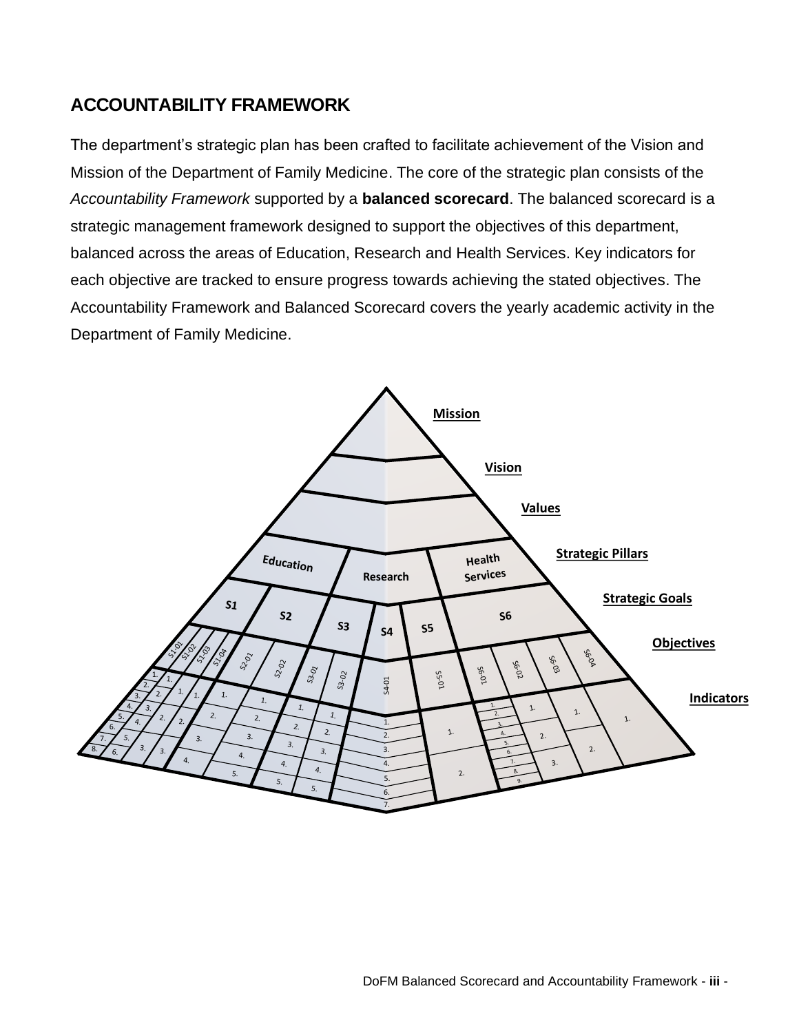## ACCOUNTABILITY FRAMEWORK

The department's strategic plan has been crafted to facilitate achievement of the Vision and Mission of the Department of Family Medicine. The core of the strategic plan consists of the *Accountability Framework* supported by a **balanced scorecard**. The balanced scorecard is a strategic management framework designed to support the objectives of this department, balanced across the areas of Education, Research and Health Services. Key indicators for each objective are tracked to ensure progress towards achieving the stated objectives. The Accountability Framework and Balanced Scorecard covers the yearly academic activity in the Department of Family Medicine.

Mission

Vision

Values

Strategic Pillars: Education, Research, Health Services

Strategic Goals: S1, S2, S3, S4, S5, S6

Objectives: S1-01, S1-02, S1-03, S1-04, S2-01, S2-02, S3-01, S3-02, S4-01, S5-01, S6-01, S6-02, S6-03, S6-04

Indicators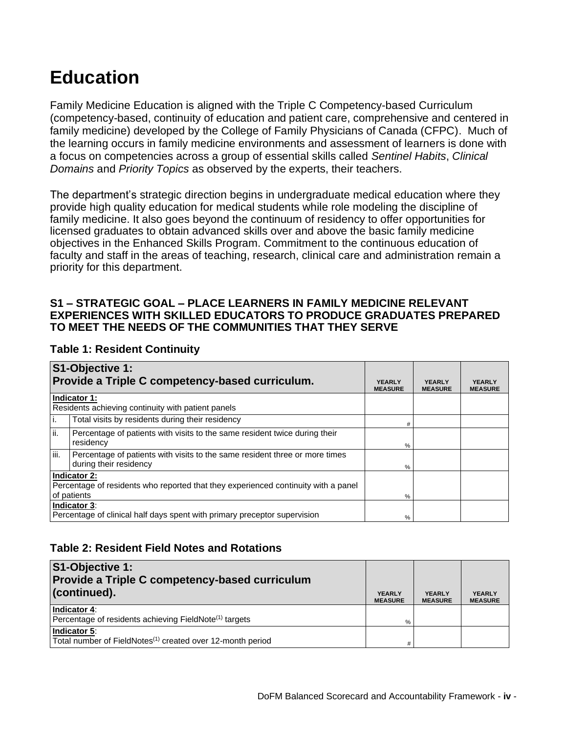# Education

Family Medicine Education is aligned with the Triple C Competency-based Curriculum (competency-based, continuity of education and patient care, comprehensive and centered in family medicine) developed by the College of Family Physicians of Canada (CFPC). Much of the learning occurs in family medicine environments and assessment of learners is done with a focus on competencies across a group of essential skills called *Sentinel Habits*, *Clinical Domains* and *Priority Topics* as observed by the experts, their teachers.

The department's strategic direction begins in undergraduate medical education where they provide high quality education for medical students while role modeling the discipline of family medicine. It also goes beyond the continuum of residency to offer opportunities for licensed graduates to obtain advanced skills over and above the basic family medicine objectives in the Enhanced Skills Program. Commitment to the continuous education of faculty and staff in the areas of teaching, research, clinical care and administration remain a priority for this department.

### S1 – STRATEGIC GOAL – PLACE LEARNERS IN FAMILY MEDICINE RELEVANT EXPERIENCES WITH SKILLED EDUCATORS TO PRODUCE GRADUATES PREPARED TO MEET THE NEEDS OF THE COMMUNITIES THAT THEY SERVE

### Table 1: Resident Continuity

| **S1-Objective 1: Provide a Triple C competency-based curriculum.** | | YEARLY MEASURE | YEARLY MEASURE | YEARLY MEASURE |
|---|---|---|---|---|
| **Indicator 1:** Residents achieving continuity with patient panels | | | | |
| i. | Total visits by residents during their residency | # | | |
| ii. | Percentage of patients with visits to the same resident twice during their residency | % | | |
| iii. | Percentage of patients with visits to the same resident three or more times during their residency | % | | |
| **Indicator 2:** Percentage of residents who reported that they experienced continuity with a panel of patients | | % | | |
| **Indicator 3**: Percentage of clinical half days spent with primary preceptor supervision | | % | | |

### Table 2: Resident Field Notes and Rotations

| **S1-Objective 1: Provide a Triple C competency-based curriculum (continued).** | YEARLY MEASURE | YEARLY MEASURE | YEARLY MEASURE |
|---|---|---|---|
| **Indicator 4**: Percentage of residents achieving FieldNote[(1)] targets | % | | |
| **Indicator 5**: Total number of FieldNotes[(1)] created over 12-month period | # | | |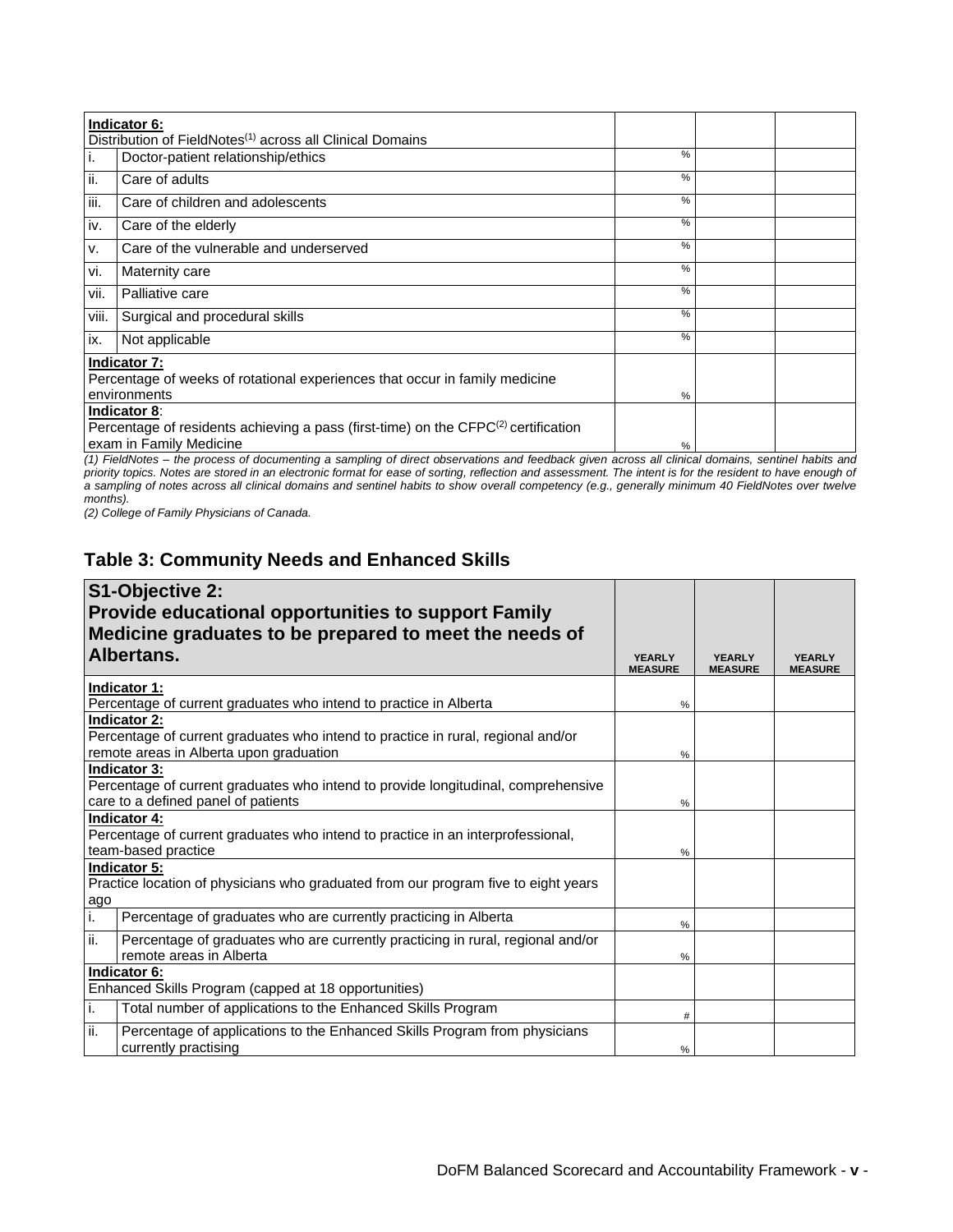| | | | | |
|---|---|---|---|---|
| **Indicator 6:** Distribution of FieldNotes[1] across all Clinical Domains | | | | |
| i. | Doctor-patient relationship/ethics | % | | |
| ii. | Care of adults | % | | |
| iii. | Care of children and adolescents | % | | |
| iv. | Care of the elderly | % | | |
| v. | Care of the vulnerable and underserved | % | | |
| vi. | Maternity care | % | | |
| vii. | Palliative care | % | | |
| viii. | Surgical and procedural skills | % | | |
| ix. | Not applicable | % | | |
| **Indicator 7:** Percentage of weeks of rotational experiences that occur in family medicine environments | | % | | |
| **Indicator 8**: Percentage of residents achieving a pass (first-time) on the CFPC[2] certification exam in Family Medicine | | % | | |

*(1) FieldNotes – the process of documenting a sampling of direct observations and feedback given across all clinical domains, sentinel habits and priority topics. Notes are stored in an electronic format for ease of sorting, reflection and assessment. The intent is for the resident to have enough of a sampling of notes across all clinical domains and sentinel habits to show overall competency (e.g., generally minimum 40 FieldNotes over twelve months).*

*(2) College of Family Physicians of Canada.*

## Table 3: Community Needs and Enhanced Skills

| **S1-Objective 2: Provide educational opportunities to support Family Medicine graduates to be prepared to meet the needs of Albertans.** | | **YEARLY MEASURE** | **YEARLY MEASURE** | **YEARLY MEASURE** |
|---|---|---|---|---|
| **Indicator 1:** Percentage of current graduates who intend to practice in Alberta | | % | | |
| **Indicator 2:** Percentage of current graduates who intend to practice in rural, regional and/or remote areas in Alberta upon graduation | | % | | |
| **Indicator 3:** Percentage of current graduates who intend to provide longitudinal, comprehensive care to a defined panel of patients | | % | | |
| **Indicator 4:** Percentage of current graduates who intend to practice in an interprofessional, team-based practice | | % | | |
| **Indicator 5:** Practice location of physicians who graduated from our program five to eight years ago | | | | |
| i. | Percentage of graduates who are currently practicing in Alberta | % | | |
| ii. | Percentage of graduates who are currently practicing in rural, regional and/or remote areas in Alberta | % | | |
| **Indicator 6:** Enhanced Skills Program (capped at 18 opportunities) | | | | |
| i. | Total number of applications to the Enhanced Skills Program | # | | |
| ii. | Percentage of applications to the Enhanced Skills Program from physicians currently practising | % | | |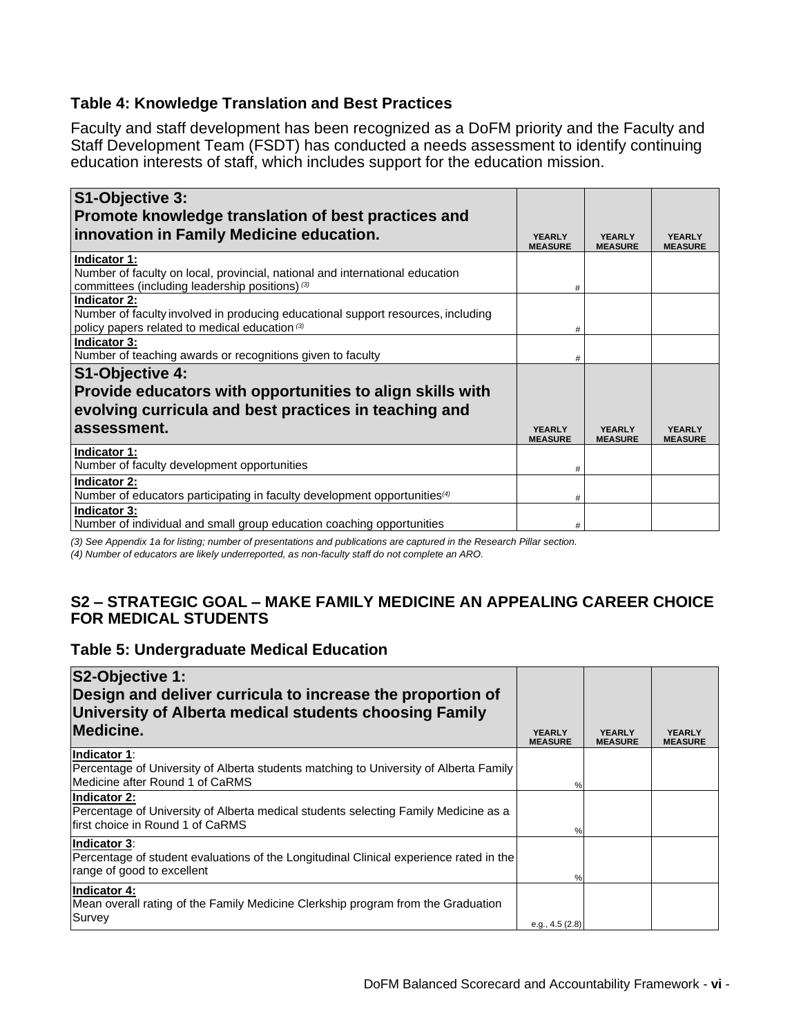### Table 4: Knowledge Translation and Best Practices

Faculty and staff development has been recognized as a DoFM priority and the Faculty and Staff Development Team (FSDT) has conducted a needs assessment to identify continuing education interests of staff, which includes support for the education mission.

| **S1-Objective 3: Promote knowledge translation of best practices and innovation in Family Medicine education.** | YEARLY MEASURE | YEARLY MEASURE | YEARLY MEASURE |
|---|---|---|---|
| **Indicator 1:** Number of faculty on local, provincial, national and international education committees (including leadership positions) *(3)* | # | | |
| **Indicator 2:** Number of faculty involved in producing educational support resources, including policy papers related to medical education *(3)* | # | | |
| **Indicator 3:** Number of teaching awards or recognitions given to faculty | # | | |
| **S1-Objective 4: Provide educators with opportunities to align skills with evolving curricula and best practices in teaching and assessment.** | YEARLY MEASURE | YEARLY MEASURE | YEARLY MEASURE |
| **Indicator 1:** Number of faculty development opportunities | # | | |
| **Indicator 2:** Number of educators participating in faculty development opportunities *(4)* | # | | |
| **Indicator 3:** Number of individual and small group education coaching opportunities | # | | |

*(3) See Appendix 1a for listing; number of presentations and publications are captured in the Research Pillar section.*
*(4) Number of educators are likely underreported, as non-faculty staff do not complete an ARO.*

## S2 – STRATEGIC GOAL – MAKE FAMILY MEDICINE AN APPEALING CAREER CHOICE FOR MEDICAL STUDENTS

### Table 5: Undergraduate Medical Education

| **S2-Objective 1: Design and deliver curricula to increase the proportion of University of Alberta medical students choosing Family Medicine.** | YEARLY MEASURE | YEARLY MEASURE | YEARLY MEASURE |
|---|---|---|---|
| **Indicator 1**: Percentage of University of Alberta students matching to University of Alberta Family Medicine after Round 1 of CaRMS | % | | |
| **Indicator 2:** Percentage of University of Alberta medical students selecting Family Medicine as a first choice in Round 1 of CaRMS | % | | |
| **Indicator 3**: Percentage of student evaluations of the Longitudinal Clinical experience rated in the range of good to excellent | % | | |
| **Indicator 4:** Mean overall rating of the Family Medicine Clerkship program from the Graduation Survey | e.g., 4.5 (2.8) | | |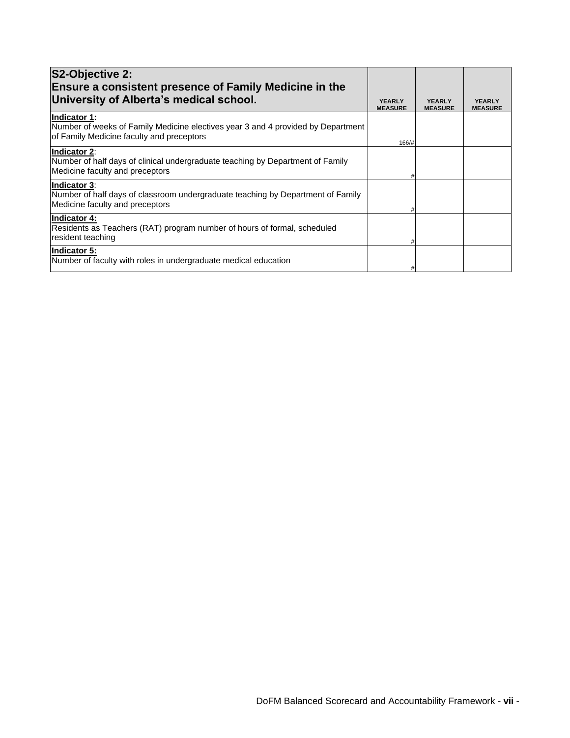| **S2-Objective 2: Ensure a consistent presence of Family Medicine in the University of Alberta's medical school.** | **YEARLY MEASURE** | **YEARLY MEASURE** | **YEARLY MEASURE** |
|---|---|---|---|
| **Indicator 1:** Number of weeks of Family Medicine electives year 3 and 4 provided by Department of Family Medicine faculty and preceptors | 166/# | | |
| **Indicator 2**: Number of half days of clinical undergraduate teaching by Department of Family Medicine faculty and preceptors | # | | |
| **Indicator 3**: Number of half days of classroom undergraduate teaching by Department of Family Medicine faculty and preceptors | # | | |
| **Indicator 4:** Residents as Teachers (RAT) program number of hours of formal, scheduled resident teaching | # | | |
| **Indicator 5:** Number of faculty with roles in undergraduate medical education | # | | |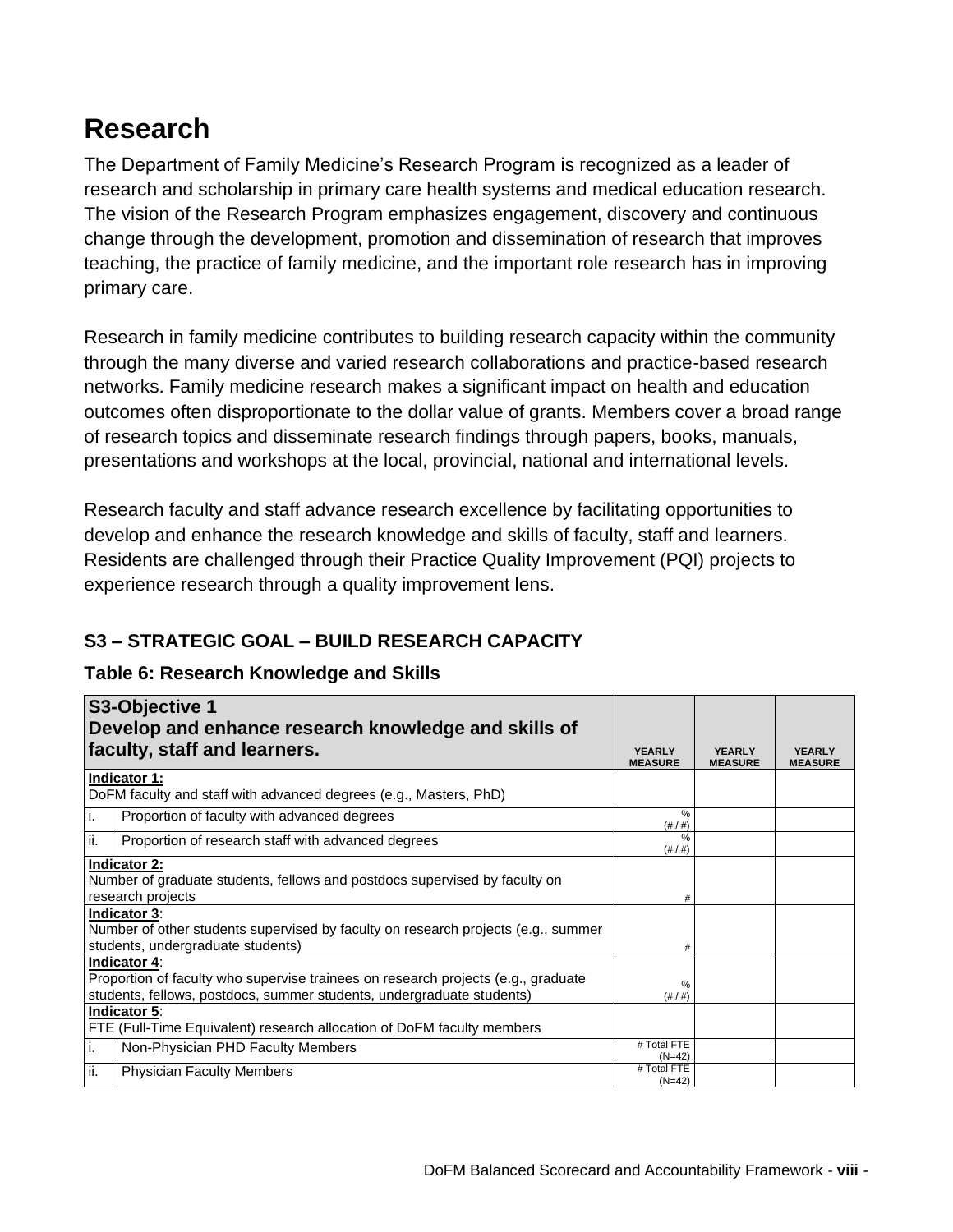# Research

The Department of Family Medicine's Research Program is recognized as a leader of research and scholarship in primary care health systems and medical education research. The vision of the Research Program emphasizes engagement, discovery and continuous change through the development, promotion and dissemination of research that improves teaching, the practice of family medicine, and the important role research has in improving primary care.

Research in family medicine contributes to building research capacity within the community through the many diverse and varied research collaborations and practice-based research networks. Family medicine research makes a significant impact on health and education outcomes often disproportionate to the dollar value of grants. Members cover a broad range of research topics and disseminate research findings through papers, books, manuals, presentations and workshops at the local, provincial, national and international levels.

Research faculty and staff advance research excellence by facilitating opportunities to develop and enhance the research knowledge and skills of faculty, staff and learners. Residents are challenged through their Practice Quality Improvement (PQI) projects to experience research through a quality improvement lens.

### S3 – STRATEGIC GOAL – BUILD RESEARCH CAPACITY

### Table 6: Research Knowledge and Skills

| **S3-Objective 1** **Develop and enhance research knowledge and skills of faculty, staff and learners.** | | YEARLY MEASURE | YEARLY MEASURE | YEARLY MEASURE |
|---|---|---|---|---|
| **Indicator 1:** DoFM faculty and staff with advanced degrees (e.g., Masters, PhD) | | | | |
| i. | Proportion of faculty with advanced degrees | % (# / #) | | |
| ii. | Proportion of research staff with advanced degrees | % (# / #) | | |
| **Indicator 2:** Number of graduate students, fellows and postdocs supervised by faculty on research projects | | # | | |
| **Indicator 3**: Number of other students supervised by faculty on research projects (e.g., summer students, undergraduate students) | | # | | |
| **Indicator 4**: Proportion of faculty who supervise trainees on research projects (e.g., graduate students, fellows, postdocs, summer students, undergraduate students) | | % (# / #) | | |
| **Indicator 5**: FTE (Full-Time Equivalent) research allocation of DoFM faculty members | | | | |
| i. | Non-Physician PHD Faculty Members | # Total FTE (N=42) | | |
| ii. | Physician Faculty Members | # Total FTE (N=42) | | |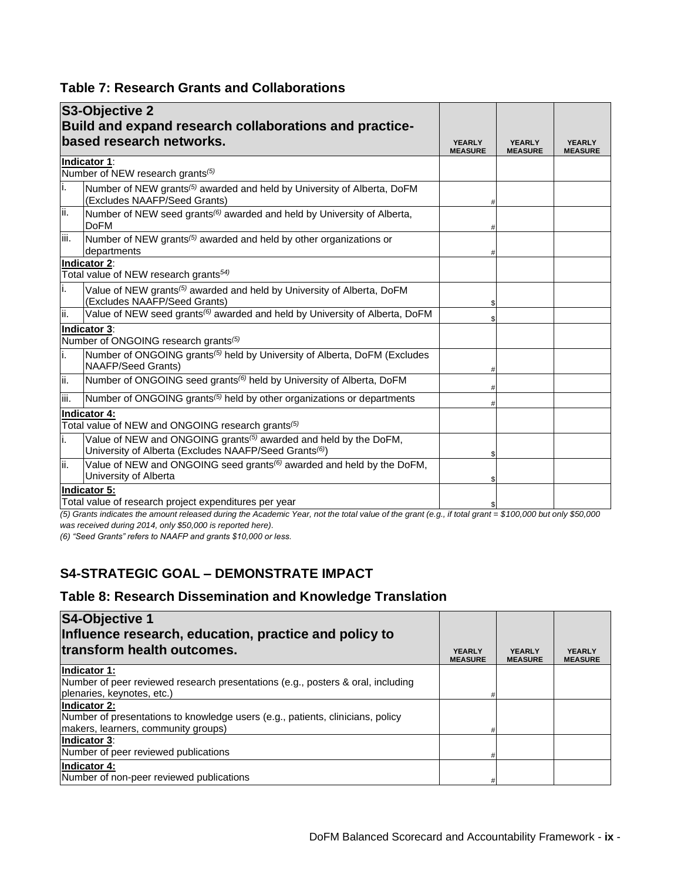## Table 7: Research Grants and Collaborations

| **S3-Objective 2** **Build and expand research collaborations and practice-based research networks.** | | YEARLY MEASURE | YEARLY MEASURE | YEARLY MEASURE |
|---|---|---|---|---|
| **Indicator 1**: Number of NEW research grants[(5)] | | | | |
| i. | Number of NEW grants[(5)] awarded and held by University of Alberta, DoFM (Excludes NAAFP/Seed Grants) | # | | |
| ii. | Number of NEW seed grants[(6)] awarded and held by University of Alberta, DoFM | # | | |
| iii. | Number of NEW grants[(5)] awarded and held by other organizations or departments | # | | |
| **Indicator 2**: Total value of NEW research grants[54)] | | | | |
| i. | Value of NEW grants[(5)] awarded and held by University of Alberta, DoFM (Excludes NAAFP/Seed Grants) | $ | | |
| ii. | Value of NEW seed grants[(6)] awarded and held by University of Alberta, DoFM | $ | | |
| **Indicator 3**: Number of ONGOING research grants[(5)] | | | | |
| i. | Number of ONGOING grants[(5)] held by University of Alberta, DoFM (Excludes NAAFP/Seed Grants) | # | | |
| ii. | Number of ONGOING seed grants[(6)] held by University of Alberta, DoFM | # | | |
| iii. | Number of ONGOING grants[(5)] held by other organizations or departments | # | | |
| **Indicator 4:** Total value of NEW and ONGOING research grants[(5)] | | | | |
| i. | Value of NEW and ONGOING grants[(5)] awarded and held by the DoFM, University of Alberta (Excludes NAAFP/Seed Grants[(6)]) | $ | | |
| ii. | Value of NEW and ONGOING seed grants[(6)] awarded and held by the DoFM, University of Alberta | $ | | |
| **Indicator 5:** Total value of research project expenditures per year | | $ | | |

*(5) Grants indicates the amount released during the Academic Year, not the total value of the grant (e.g., if total grant = $100,000 but only $50,000 was received during 2014, only $50,000 is reported here).*

*(6) "Seed Grants" refers to NAAFP and grants $10,000 or less.*

## S4-STRATEGIC GOAL – DEMONSTRATE IMPACT

## Table 8: Research Dissemination and Knowledge Translation

| **S4-Objective 1** **Influence research, education, practice and policy to transform health outcomes.** | YEARLY MEASURE | YEARLY MEASURE | YEARLY MEASURE |
|---|---|---|---|
| **Indicator 1:** Number of peer reviewed research presentations (e.g., posters & oral, including plenaries, keynotes, etc.) | # | | |
| **Indicator 2:** Number of presentations to knowledge users (e.g., patients, clinicians, policy makers, learners, community groups) | # | | |
| **Indicator 3**: Number of peer reviewed publications | # | | |
| **Indicator 4:** Number of non-peer reviewed publications | # | | |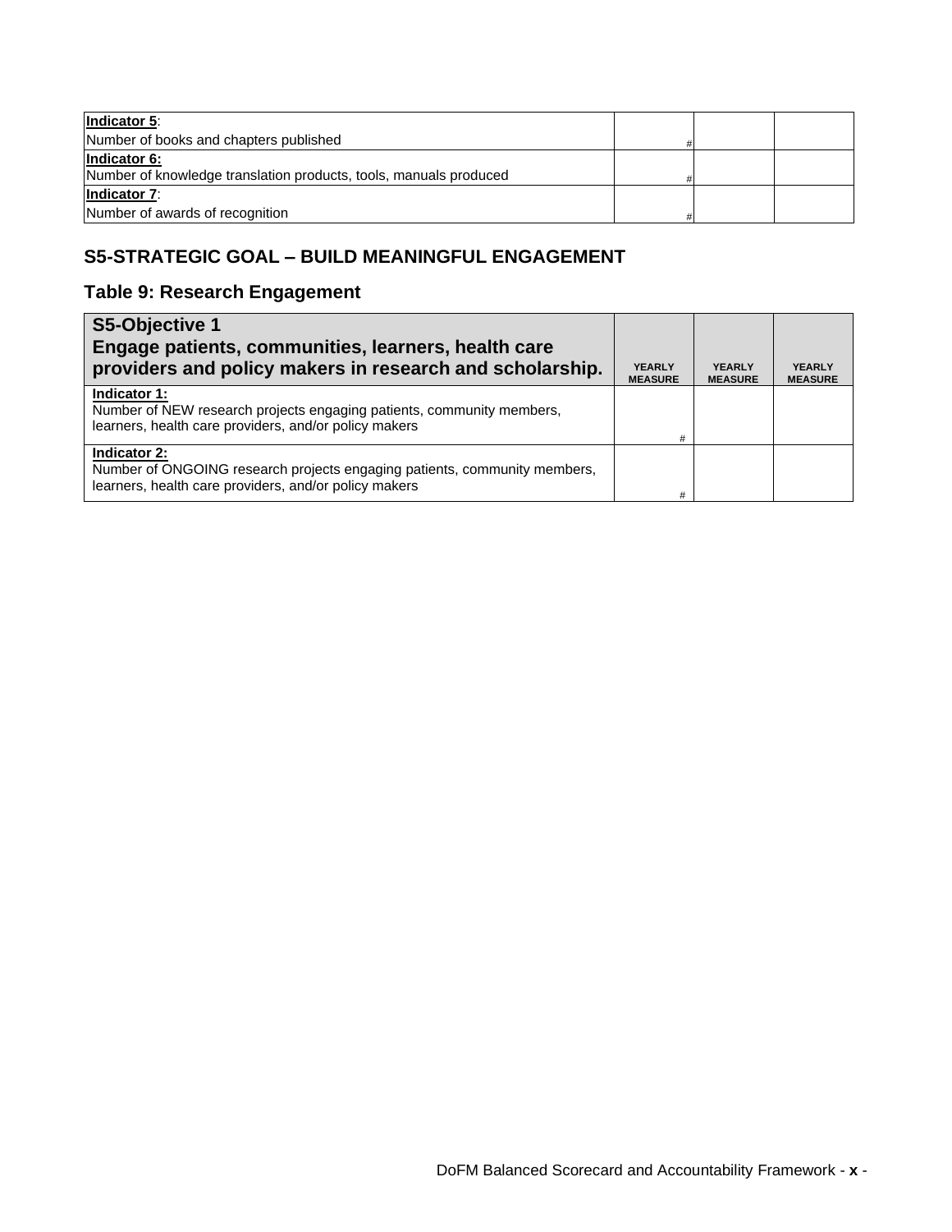| | | | |
|---|---|---|---|
| **Indicator 5**:<br>Number of books and chapters published | # | | |
| **Indicator 6:**<br>Number of knowledge translation products, tools, manuals produced | # | | |
| **Indicator 7**:<br>Number of awards of recognition | # | | |

## S5-STRATEGIC GOAL – BUILD MEANINGFUL ENGAGEMENT

### Table 9: Research Engagement

| **S5-Objective 1**<br>**Engage patients, communities, learners, health care providers and policy makers in research and scholarship.** | **YEARLY MEASURE** | **YEARLY MEASURE** | **YEARLY MEASURE** |
|---|---|---|---|
| **Indicator 1:**<br>Number of NEW research projects engaging patients, community members, learners, health care providers, and/or policy makers | # | | |
| **Indicator 2:**<br>Number of ONGOING research projects engaging patients, community members, learners, health care providers, and/or policy makers | # | | |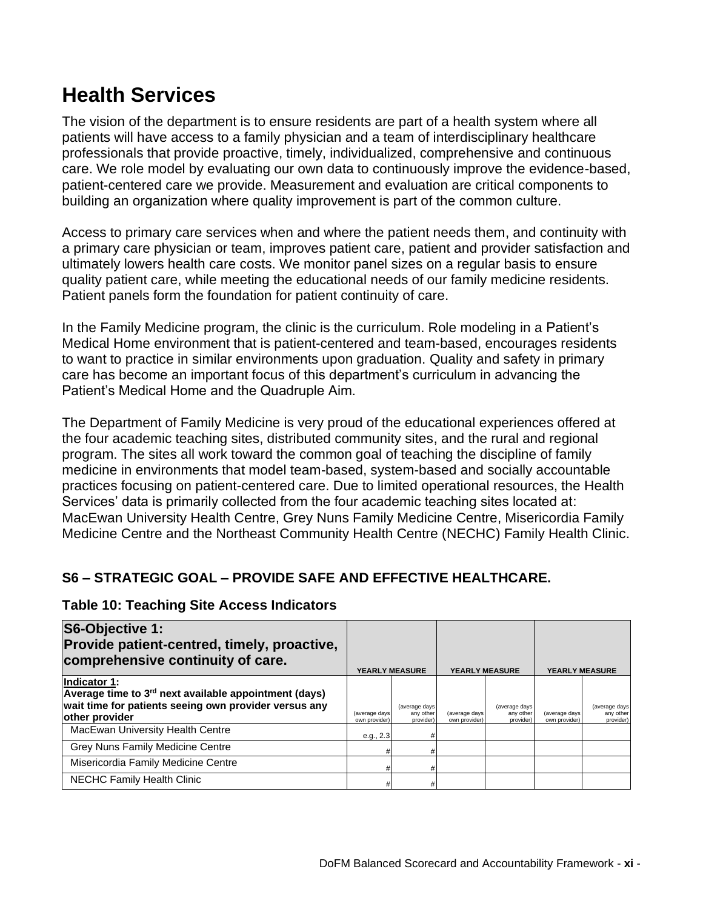# Health Services

The vision of the department is to ensure residents are part of a health system where all patients will have access to a family physician and a team of interdisciplinary healthcare professionals that provide proactive, timely, individualized, comprehensive and continuous care. We role model by evaluating our own data to continuously improve the evidence-based, patient-centered care we provide. Measurement and evaluation are critical components to building an organization where quality improvement is part of the common culture.

Access to primary care services when and where the patient needs them, and continuity with a primary care physician or team, improves patient care, patient and provider satisfaction and ultimately lowers health care costs. We monitor panel sizes on a regular basis to ensure quality patient care, while meeting the educational needs of our family medicine residents. Patient panels form the foundation for patient continuity of care.

In the Family Medicine program, the clinic is the curriculum. Role modeling in a Patient's Medical Home environment that is patient-centered and team-based, encourages residents to want to practice in similar environments upon graduation. Quality and safety in primary care has become an important focus of this department's curriculum in advancing the Patient's Medical Home and the Quadruple Aim.

The Department of Family Medicine is very proud of the educational experiences offered at the four academic teaching sites, distributed community sites, and the rural and regional program. The sites all work toward the common goal of teaching the discipline of family medicine in environments that model team-based, system-based and socially accountable practices focusing on patient-centered care. Due to limited operational resources, the Health Services' data is primarily collected from the four academic teaching sites located at: MacEwan University Health Centre, Grey Nuns Family Medicine Centre, Misericordia Family Medicine Centre and the Northeast Community Health Centre (NECHC) Family Health Clinic.

## S6 – STRATEGIC GOAL – PROVIDE SAFE AND EFFECTIVE HEALTHCARE.

### Table 10: Teaching Site Access Indicators

| **S6-Objective 1: Provide patient-centred, timely, proactive, comprehensive continuity of care.** | YEARLY MEASURE | | YEARLY MEASURE | | YEARLY MEASURE | |
|---|---|---|---|---|---|---|
| **Indicator 1: Average time to 3rd next available appointment (days) wait time for patients seeing own provider versus any other provider** | (average days own provider) | (average days any other provider) | (average days own provider) | (average days any other provider) | (average days own provider) | (average days any other provider) |
| MacEwan University Health Centre | e.g., 2.3 | # | | | | |
| Grey Nuns Family Medicine Centre | # | # | | | | |
| Misericordia Family Medicine Centre | # | # | | | | |
| NECHC Family Health Clinic | # | # | | | | |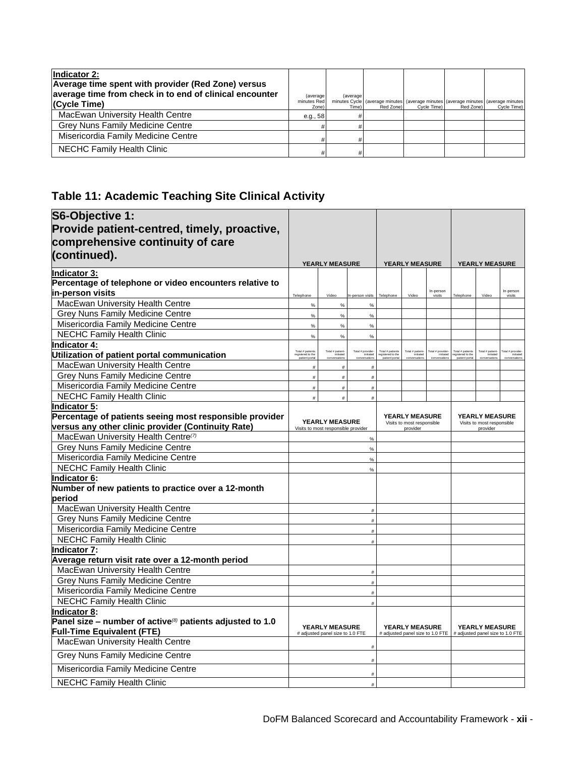| **Indicator 2: Average time spent with provider (Red Zone) versus average time from check in to end of clinical encounter (Cycle Time)** | (average minutes Red Zone) | (average minutes Cycle Time) | (average minutes Red Zone) | (average minutes Cycle Time) | (average minutes Red Zone) | (average minutes Cycle Time) |
|---|---|---|---|---|---|---|
| MacEwan University Health Centre | e.g., 58 | # | | | | |
| Grey Nuns Family Medicine Centre | # | # | | | | |
| Misericordia Family Medicine Centre | # | # | | | | |
| NECHC Family Health Clinic | # | # | | | | |

## Table 11: Academic Teaching Site Clinical Activity

| **S6-Objective 1: Provide patient-centred, timely, proactive, comprehensive continuity of care (continued).** | **YEARLY MEASURE** | | | **YEARLY MEASURE** | | | **YEARLY MEASURE** | | |
|---|---|---|---|---|---|---|---|---|---|
| **Indicator 3: Percentage of telephone or video encounters relative to in-person visits** | Telephone | Video | In-person visits | Telephone | Video | In-person visits | Telephone | Video | In-person visits |
| MacEwan University Health Centre | % | % | % | | | | | | |
| Grey Nuns Family Medicine Centre | % | % | % | | | | | | |
| Misericordia Family Medicine Centre | % | % | % | | | | | | |
| NECHC Family Health Clinic | % | % | % | | | | | | |
| **Indicator 4: Utilization of patient portal communication** | Total # patients registered to the patient portal | Total # patient-initiated conversations | Total # provider-initiated conversations | Total # patients registered to the patient portal | Total # patient-initiated conversations | Total # provider-initiated conversations | Total # patients registered to the patient portal | Total # patient-initiated conversations | Total # provider-initiated conversations |
| MacEwan University Health Centre | # | # | # | | | | | | |
| Grey Nuns Family Medicine Centre | # | # | # | | | | | | |
| Misericordia Family Medicine Centre | # | # | # | | | | | | |
| NECHC Family Health Clinic | # | # | # | | | | | | |
| **Indicator 5: Percentage of patients seeing most responsible provider versus any other clinic provider (Continuity Rate)** | **YEARLY MEASURE** Visits to most responsible provider | | | **YEARLY MEASURE** Visits to most responsible provider | | | **YEARLY MEASURE** Visits to most responsible provider | | |
| MacEwan University Health Centre[(7)] | % | | | | | | | | |
| Grey Nuns Family Medicine Centre | % | | | | | | | | |
| Misericordia Family Medicine Centre | % | | | | | | | | |
| NECHC Family Health Clinic | % | | | | | | | | |
| **Indicator 6: Number of new patients to practice over a 12-month period** | | | | | | | | | |
| MacEwan University Health Centre | # | | | | | | | | |
| Grey Nuns Family Medicine Centre | # | | | | | | | | |
| Misericordia Family Medicine Centre | # | | | | | | | | |
| NECHC Family Health Clinic | # | | | | | | | | |
| **Indicator 7: Average return visit rate over a 12-month period** | | | | | | | | | |
| MacEwan University Health Centre | # | | | | | | | | |
| Grey Nuns Family Medicine Centre | # | | | | | | | | |
| Misericordia Family Medicine Centre | # | | | | | | | | |
| NECHC Family Health Clinic | # | | | | | | | | |
| **Indicator 8: Panel size – number of active[(8)] patients adjusted to 1.0 Full-Time Equivalent (FTE)** | **YEARLY MEASURE** # adjusted panel size to 1.0 FTE | | | **YEARLY MEASURE** # adjusted panel size to 1.0 FTE | | | **YEARLY MEASURE** # adjusted panel size to 1.0 FTE | | |
| MacEwan University Health Centre | # | | | | | | | | |
| Grey Nuns Family Medicine Centre | # | | | | | | | | |
| Misericordia Family Medicine Centre | # | | | | | | | | |
| NECHC Family Health Clinic | # | | | | | | | | |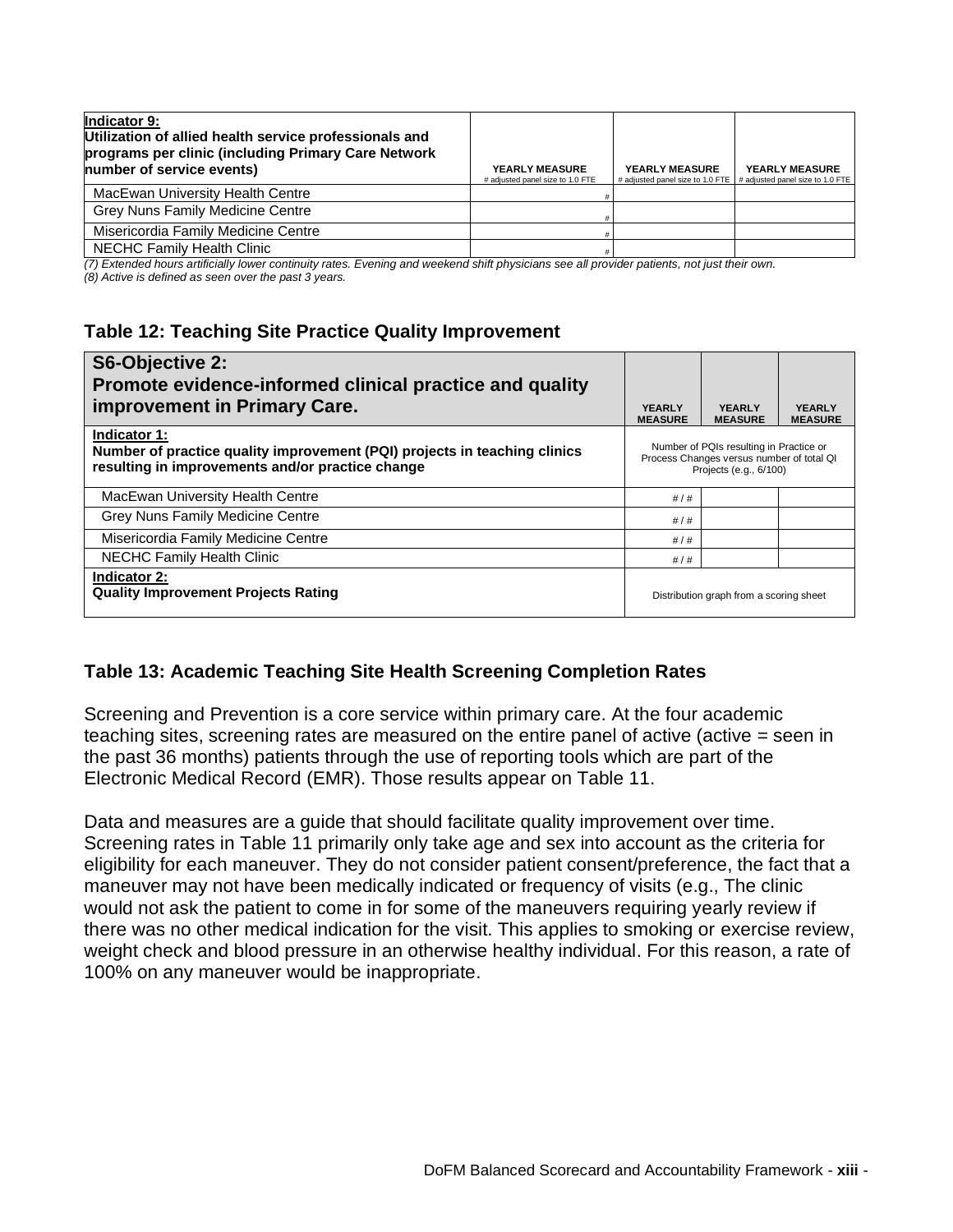| **Indicator 9:**<br>**Utilization of allied health service professionals and programs per clinic (including Primary Care Network number of service events)** | **YEARLY MEASURE**<br># adjusted panel size to 1.0 FTE | **YEARLY MEASURE**<br># adjusted panel size to 1.0 FTE | **YEARLY MEASURE**<br># adjusted panel size to 1.0 FTE |
| --- | --- | --- | --- |
| MacEwan University Health Centre | # | | |
| Grey Nuns Family Medicine Centre | # | | |
| Misericordia Family Medicine Centre | # | | |
| NECHC Family Health Clinic | # | | |

*(7) Extended hours artificially lower continuity rates. Evening and weekend shift physicians see all provider patients, not just their own.*
*(8) Active is defined as seen over the past 3 years.*

### Table 12: Teaching Site Practice Quality Improvement

| **S6-Objective 2:**<br>**Promote evidence-informed clinical practice and quality improvement in Primary Care.** | **YEARLY MEASURE** | **YEARLY MEASURE** | **YEARLY MEASURE** |
| --- | --- | --- | --- |
| **Indicator 1:**<br>**Number of practice quality improvement (PQI) projects in teaching clinics resulting in improvements and/or practice change** | Number of PQIs resulting in Practice or Process Changes versus number of total QI Projects (e.g., 6/100) | | |
| MacEwan University Health Centre | # / # | | |
| Grey Nuns Family Medicine Centre | # / # | | |
| Misericordia Family Medicine Centre | # / # | | |
| NECHC Family Health Clinic | # / # | | |
| **Indicator 2:**<br>**Quality Improvement Projects Rating** | Distribution graph from a scoring sheet | | |

### Table 13: Academic Teaching Site Health Screening Completion Rates

Screening and Prevention is a core service within primary care. At the four academic teaching sites, screening rates are measured on the entire panel of active (active = seen in the past 36 months) patients through the use of reporting tools which are part of the Electronic Medical Record (EMR). Those results appear on Table 11.

Data and measures are a guide that should facilitate quality improvement over time. Screening rates in Table 11 primarily only take age and sex into account as the criteria for eligibility for each maneuver. They do not consider patient consent/preference, the fact that a maneuver may not have been medically indicated or frequency of visits (e.g., The clinic would not ask the patient to come in for some of the maneuvers requiring yearly review if there was no other medical indication for the visit. This applies to smoking or exercise review, weight check and blood pressure in an otherwise healthy individual. For this reason, a rate of 100% on any maneuver would be inappropriate.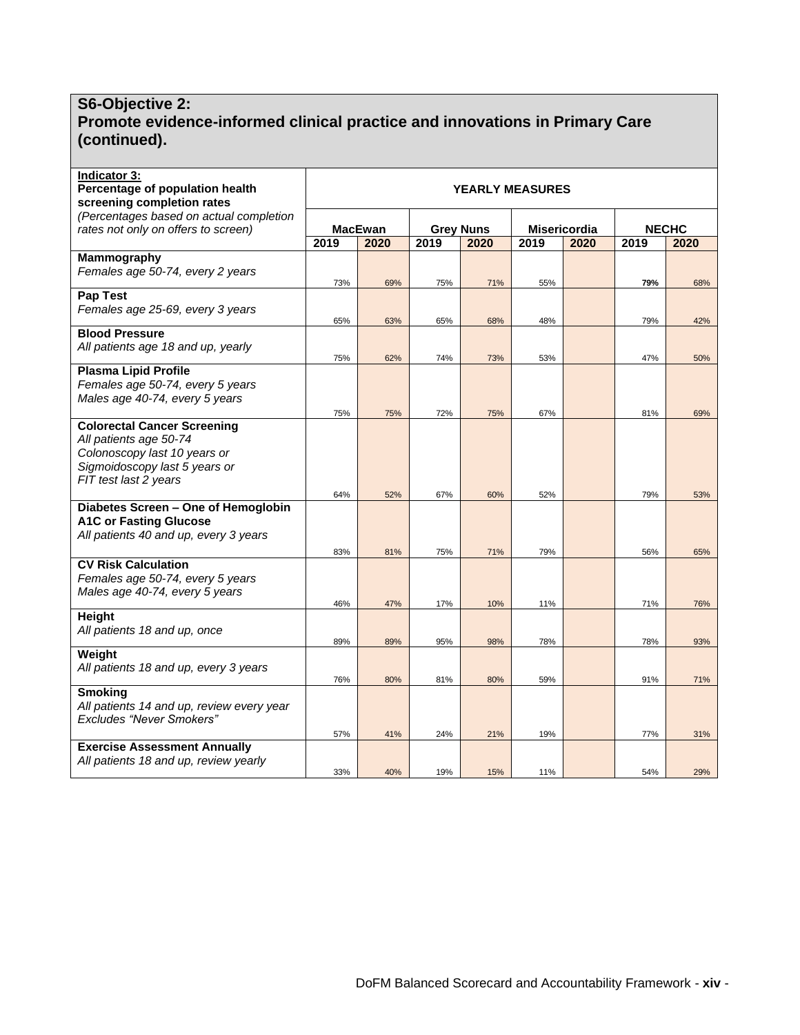## S6-Objective 2: Promote evidence-informed clinical practice and innovations in Primary Care (continued).

| **Indicator 3:** **Percentage of population health screening completion rates** *(Percentages based on actual completion rates not only on offers to screen)* | **YEARLY MEASURES** | | | | | | | |
|---|---|---|---|---|---|---|---|---|
| | **MacEwan** | | **Grey Nuns** | | **Misericordia** | | **NECHC** | |
| | **2019** | **2020** | **2019** | **2020** | **2019** | **2020** | **2019** | **2020** |
| **Mammography** *Females age 50-74, every 2 years* | 73% | 69% | 75% | 71% | 55% | | **79%** | 68% |
| **Pap Test** *Females age 25-69, every 3 years* | 65% | 63% | 65% | 68% | 48% | | 79% | 42% |
| **Blood Pressure** *All patients age 18 and up, yearly* | 75% | 62% | 74% | 73% | 53% | | 47% | 50% |
| **Plasma Lipid Profile** *Females age 50-74, every 5 years* *Males age 40-74, every 5 years* | 75% | 75% | 72% | 75% | 67% | | 81% | 69% |
| **Colorectal Cancer Screening** *All patients age 50-74* *Colonoscopy last 10 years or* *Sigmoidoscopy last 5 years or* *FIT test last 2 years* | 64% | 52% | 67% | 60% | 52% | | 79% | 53% |
| **Diabetes Screen – One of Hemoglobin A1C or Fasting Glucose** *All patients 40 and up, every 3 years* | 83% | 81% | 75% | 71% | 79% | | 56% | 65% |
| **CV Risk Calculation** *Females age 50-74, every 5 years* *Males age 40-74, every 5 years* | 46% | 47% | 17% | 10% | 11% | | 71% | 76% |
| **Height** *All patients 18 and up, once* | 89% | 89% | 95% | 98% | 78% | | 78% | 93% |
| **Weight** *All patients 18 and up, every 3 years* | 76% | 80% | 81% | 80% | 59% | | 91% | 71% |
| **Smoking** *All patients 14 and up, review every year* *Excludes "Never Smokers"* | 57% | 41% | 24% | 21% | 19% | | 77% | 31% |
| **Exercise Assessment Annually** *All patients 18 and up, review yearly* | 33% | 40% | 19% | 15% | 11% | | 54% | 29% |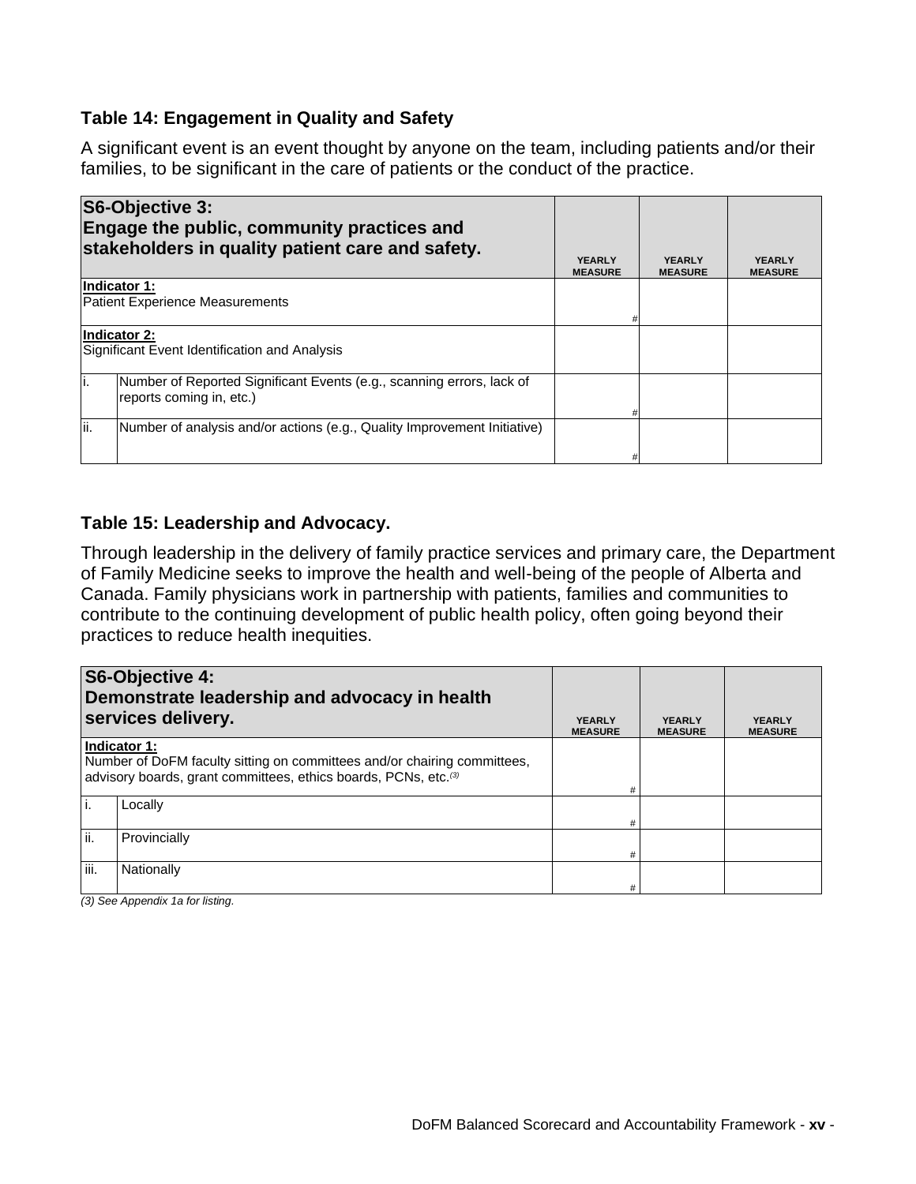### Table 14: Engagement in Quality and Safety

A significant event is an event thought by anyone on the team, including patients and/or their families, to be significant in the care of patients or the conduct of the practice.

| **S6-Objective 3: Engage the public, community practices and stakeholders in quality patient care and safety.** | | YEARLY MEASURE | YEARLY MEASURE | YEARLY MEASURE |
|---|---|---|---|---|
| **Indicator 1:** Patient Experience Measurements | | # | | |
| **Indicator 2:** Significant Event Identification and Analysis | | | | |
| i. | Number of Reported Significant Events (e.g., scanning errors, lack of reports coming in, etc.) | # | | |
| ii. | Number of analysis and/or actions (e.g., Quality Improvement Initiative) | # | | |

### Table 15: Leadership and Advocacy.

Through leadership in the delivery of family practice services and primary care, the Department of Family Medicine seeks to improve the health and well-being of the people of Alberta and Canada. Family physicians work in partnership with patients, families and communities to contribute to the continuing development of public health policy, often going beyond their practices to reduce health inequities.

| **S6-Objective 4: Demonstrate leadership and advocacy in health services delivery.** | | YEARLY MEASURE | YEARLY MEASURE | YEARLY MEASURE |
|---|---|---|---|---|
| **Indicator 1:** Number of DoFM faculty sitting on committees and/or chairing committees, advisory boards, grant committees, ethics boards, PCNs, etc.[3] | | # | | |
| i. | Locally | # | | |
| ii. | Provincially | # | | |
| iii. | Nationally | # | | |

*(3) See Appendix 1a for listing.*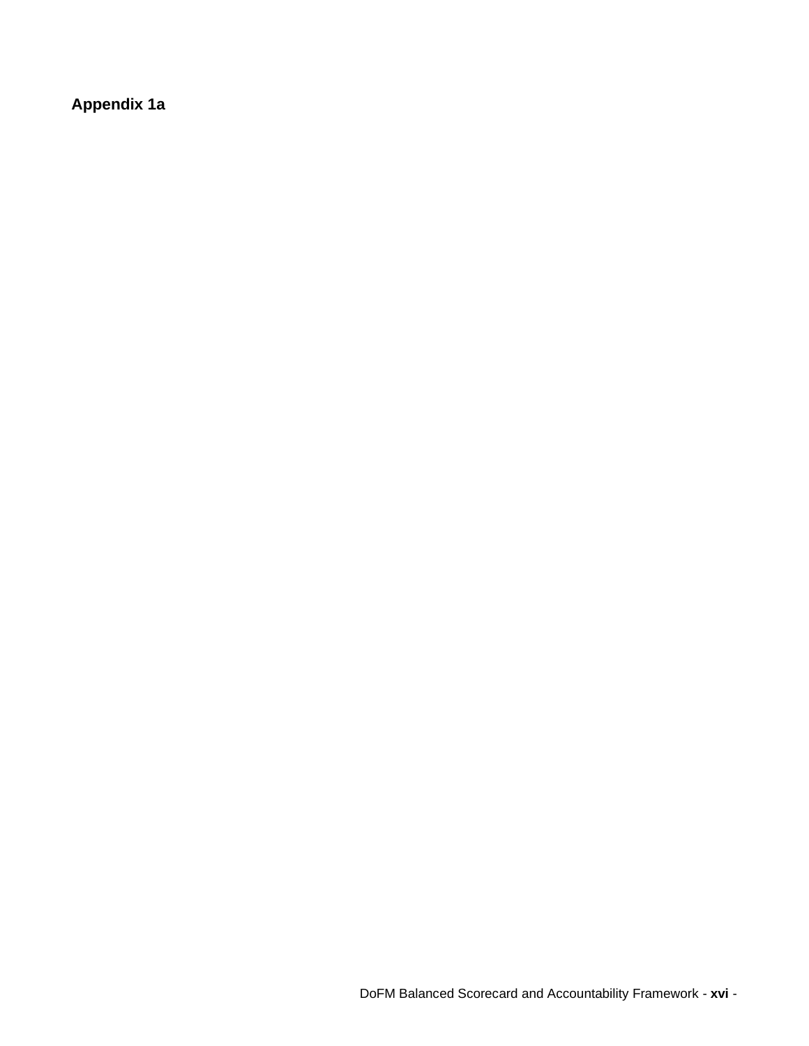**Appendix 1a**